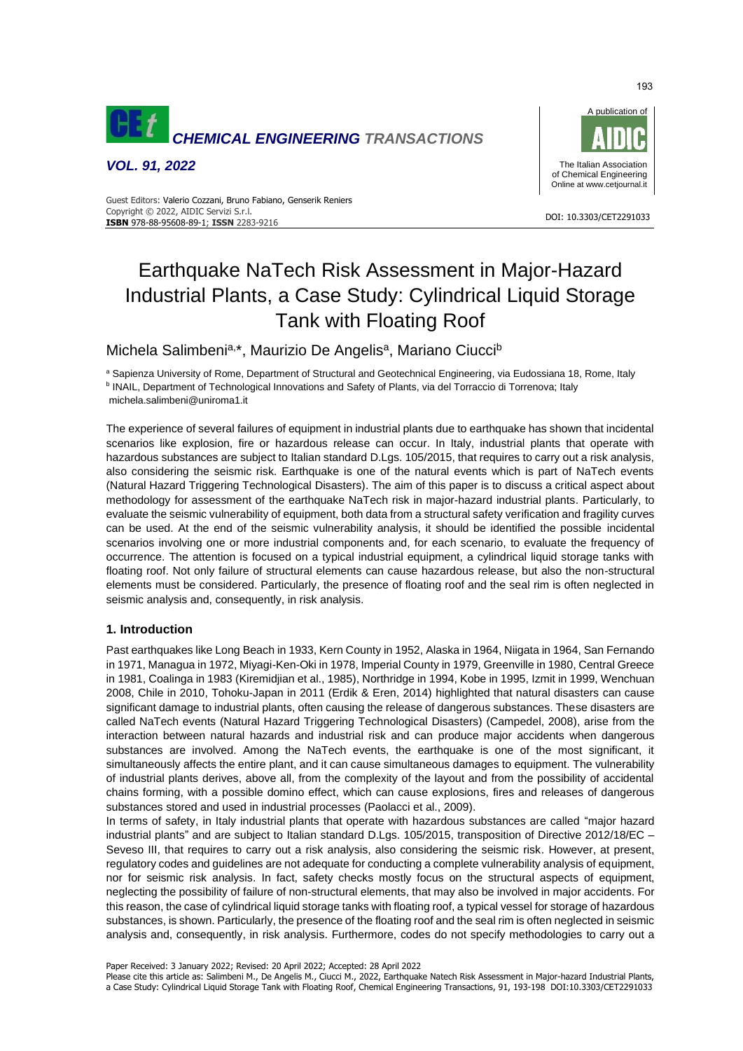# Earthquake NaTech Risk Assessment in Major-Hazard Industrial Plants, a Case Study: Cylindrical Liquid Storage Tank with Floating Roof

Michela Salimbeni[a,*], Maurizio De Angelis[a], Mariano Ciucci[b]

[a] Sapienza University of Rome, Department of Structural and Geotechnical Engineering, via Eudossiana 18, Rome, Italy
[b] INAIL, Department of Technological Innovations and Safety of Plants, via del Torraccio di Torrenova; Italy
michela.salimbeni@uniroma1.it

The experience of several failures of equipment in industrial plants due to earthquake has shown that incidental scenarios like explosion, fire or hazardous release can occur. In Italy, industrial plants that operate with hazardous substances are subject to Italian standard D.Lgs. 105/2015, that requires to carry out a risk analysis, also considering the seismic risk. Earthquake is one of the natural events which is part of NaTech events (Natural Hazard Triggering Technological Disasters). The aim of this paper is to discuss a critical aspect about methodology for assessment of the earthquake NaTech risk in major-hazard industrial plants. Particularly, to evaluate the seismic vulnerability of equipment, both data from a structural safety verification and fragility curves can be used. At the end of the seismic vulnerability analysis, it should be identified the possible incidental scenarios involving one or more industrial components and, for each scenario, to evaluate the frequency of occurrence. The attention is focused on a typical industrial equipment, a cylindrical liquid storage tanks with floating roof. Not only failure of structural elements can cause hazardous release, but also the non-structural elements must be considered. Particularly, the presence of floating roof and the seal rim is often neglected in seismic analysis and, consequently, in risk analysis.

## 1. Introduction

Past earthquakes like Long Beach in 1933, Kern County in 1952, Alaska in 1964, Niigata in 1964, San Fernando in 1971, Managua in 1972, Miyagi-Ken-Oki in 1978, Imperial County in 1979, Greenville in 1980, Central Greece in 1981, Coalinga in 1983 (Kiremidjian et al., 1985), Northridge in 1994, Kobe in 1995, Izmit in 1999, Wenchuan 2008, Chile in 2010, Tohoku-Japan in 2011 (Erdik & Eren, 2014) highlighted that natural disasters can cause significant damage to industrial plants, often causing the release of dangerous substances. These disasters are called NaTech events (Natural Hazard Triggering Technological Disasters) (Campedel, 2008), arise from the interaction between natural hazards and industrial risk and can produce major accidents when dangerous substances are involved. Among the NaTech events, the earthquake is one of the most significant, it simultaneously affects the entire plant, and it can cause simultaneous damages to equipment. The vulnerability of industrial plants derives, above all, from the complexity of the layout and from the possibility of accidental chains forming, with a possible domino effect, which can cause explosions, fires and releases of dangerous substances stored and used in industrial processes (Paolacci et al., 2009).

In terms of safety, in Italy industrial plants that operate with hazardous substances are called "major hazard industrial plants" and are subject to Italian standard D.Lgs. 105/2015, transposition of Directive 2012/18/EC – Seveso III, that requires to carry out a risk analysis, also considering the seismic risk. However, at present, regulatory codes and guidelines are not adequate for conducting a complete vulnerability analysis of equipment, nor for seismic risk analysis. In fact, safety checks mostly focus on the structural aspects of equipment, neglecting the possibility of failure of non-structural elements, that may also be involved in major accidents. For this reason, the case of cylindrical liquid storage tanks with floating roof, a typical vessel for storage of hazardous substances, is shown. Particularly, the presence of the floating roof and the seal rim is often neglected in seismic analysis and, consequently, in risk analysis. Furthermore, codes do not specify methodologies to carry out a

Paper Received: 3 January 2022; Revised: 20 April 2022; Accepted: 28 April 2022

Please cite this article as: Salimbeni M., De Angelis M., Ciucci M., 2022, Earthquake Natech Risk Assessment in Major-hazard Industrial Plants, a Case Study: Cylindrical Liquid Storage Tank with Floating Roof, Chemical Engineering Transactions, 91, 193-198 DOI:10.3303/CET2291033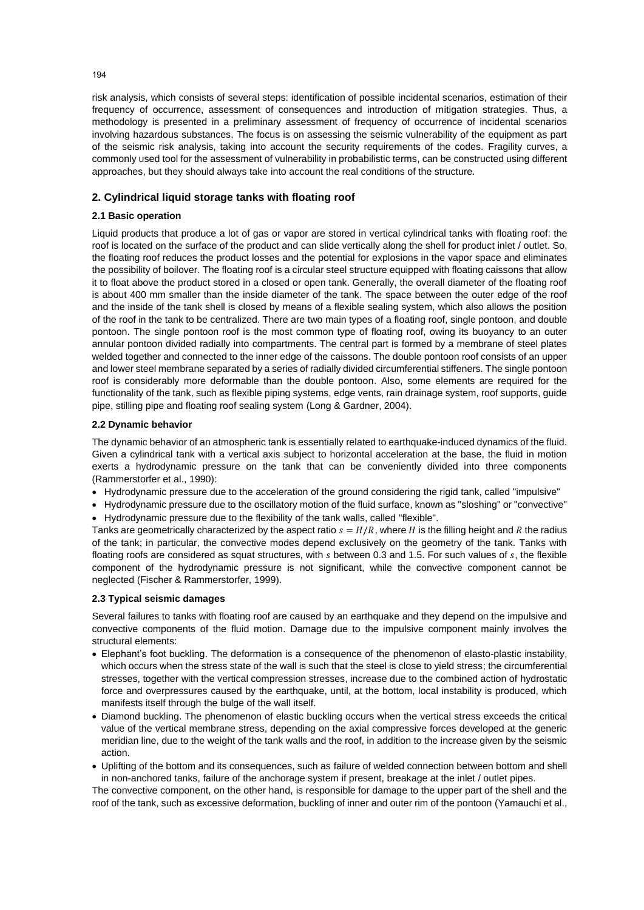risk analysis, which consists of several steps: identification of possible incidental scenarios, estimation of their frequency of occurrence, assessment of consequences and introduction of mitigation strategies. Thus, a methodology is presented in a preliminary assessment of frequency of occurrence of incidental scenarios involving hazardous substances. The focus is on assessing the seismic vulnerability of the equipment as part of the seismic risk analysis, taking into account the security requirements of the codes. Fragility curves, a commonly used tool for the assessment of vulnerability in probabilistic terms, can be constructed using different approaches, but they should always take into account the real conditions of the structure.

## 2. Cylindrical liquid storage tanks with floating roof

### 2.1 Basic operation

Liquid products that produce a lot of gas or vapor are stored in vertical cylindrical tanks with floating roof: the roof is located on the surface of the product and can slide vertically along the shell for product inlet / outlet. So, the floating roof reduces the product losses and the potential for explosions in the vapor space and eliminates the possibility of boilover. The floating roof is a circular steel structure equipped with floating caissons that allow it to float above the product stored in a closed or open tank. Generally, the overall diameter of the floating roof is about 400 mm smaller than the inside diameter of the tank. The space between the outer edge of the roof and the inside of the tank shell is closed by means of a flexible sealing system, which also allows the position of the roof in the tank to be centralized. There are two main types of a floating roof, single pontoon, and double pontoon. The single pontoon roof is the most common type of floating roof, owing its buoyancy to an outer annular pontoon divided radially into compartments. The central part is formed by a membrane of steel plates welded together and connected to the inner edge of the caissons. The double pontoon roof consists of an upper and lower steel membrane separated by a series of radially divided circumferential stiffeners. The single pontoon roof is considerably more deformable than the double pontoon. Also, some elements are required for the functionality of the tank, such as flexible piping systems, edge vents, rain drainage system, roof supports, guide pipe, stilling pipe and floating roof sealing system (Long & Gardner, 2004).

### 2.2 Dynamic behavior

The dynamic behavior of an atmospheric tank is essentially related to earthquake-induced dynamics of the fluid. Given a cylindrical tank with a vertical axis subject to horizontal acceleration at the base, the fluid in motion exerts a hydrodynamic pressure on the tank that can be conveniently divided into three components (Rammerstorfer et al., 1990):

- Hydrodynamic pressure due to the acceleration of the ground considering the rigid tank, called "impulsive"
- Hydrodynamic pressure due to the oscillatory motion of the fluid surface, known as "sloshing" or "convective"
- Hydrodynamic pressure due to the flexibility of the tank walls, called "flexible".

Tanks are geometrically characterized by the aspect ratio $s = H/R$, where $H$ is the filling height and $R$ the radius of the tank; in particular, the convective modes depend exclusively on the geometry of the tank. Tanks with floating roofs are considered as squat structures, with $s$ between 0.3 and 1.5. For such values of $s$, the flexible component of the hydrodynamic pressure is not significant, while the convective component cannot be neglected (Fischer & Rammerstorfer, 1999).

### 2.3 Typical seismic damages

Several failures to tanks with floating roof are caused by an earthquake and they depend on the impulsive and convective components of the fluid motion. Damage due to the impulsive component mainly involves the structural elements:

- Elephant's foot buckling. The deformation is a consequence of the phenomenon of elasto-plastic instability, which occurs when the stress state of the wall is such that the steel is close to yield stress; the circumferential stresses, together with the vertical compression stresses, increase due to the combined action of hydrostatic force and overpressures caused by the earthquake, until, at the bottom, local instability is produced, which manifests itself through the bulge of the wall itself.
- Diamond buckling. The phenomenon of elastic buckling occurs when the vertical stress exceeds the critical value of the vertical membrane stress, depending on the axial compressive forces developed at the generic meridian line, due to the weight of the tank walls and the roof, in addition to the increase given by the seismic action.
- Uplifting of the bottom and its consequences, such as failure of welded connection between bottom and shell in non-anchored tanks, failure of the anchorage system if present, breakage at the inlet / outlet pipes.

The convective component, on the other hand, is responsible for damage to the upper part of the shell and the roof of the tank, such as excessive deformation, buckling of inner and outer rim of the pontoon (Yamauchi et al.,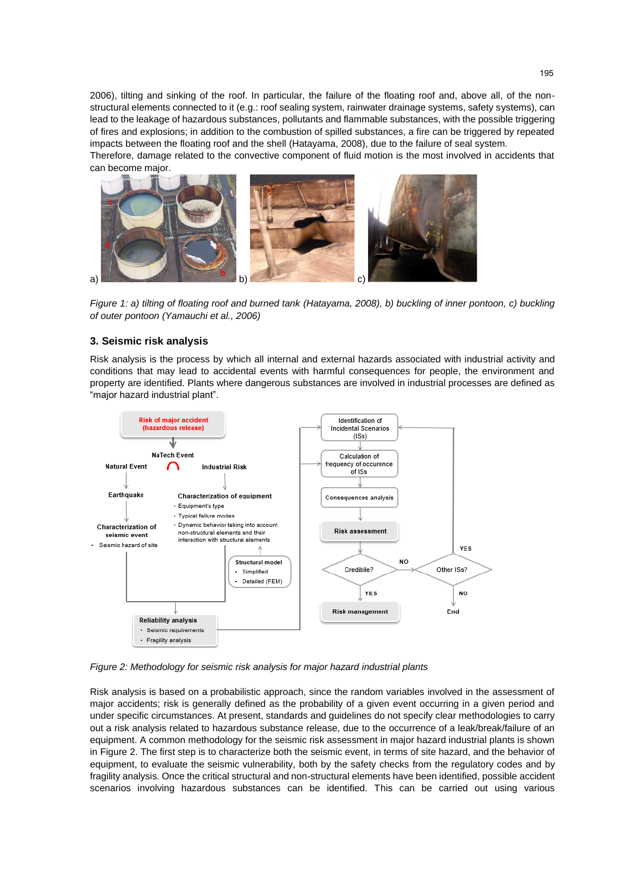2006), tilting and sinking of the roof. In particular, the failure of the floating roof and, above all, of the non-structural elements connected to it (e.g.: roof sealing system, rainwater drainage systems, safety systems), can lead to the leakage of hazardous substances, pollutants and flammable substances, with the possible triggering of fires and explosions; in addition to the combustion of spilled substances, a fire can be triggered by repeated impacts between the floating roof and the shell (Hatayama, 2008), due to the failure of seal system.
Therefore, damage related to the convective component of fluid motion is the most involved in accidents that can become major.

*Figure 1: a) tilting of floating roof and burned tank (Hatayama, 2008), b) buckling of inner pontoon, c) buckling of outer pontoon (Yamauchi et al., 2006)*

## 3. Seismic risk analysis

Risk analysis is the process by which all internal and external hazards associated with industrial activity and conditions that may lead to accidental events with harmful consequences for people, the environment and property are identified. Plants where dangerous substances are involved in industrial processes are defined as "major hazard industrial plant".

*Figure 2: Methodology for seismic risk analysis for major hazard industrial plants*

Risk analysis is based on a probabilistic approach, since the random variables involved in the assessment of major accidents; risk is generally defined as the probability of a given event occurring in a given period and under specific circumstances. At present, standards and guidelines do not specify clear methodologies to carry out a risk analysis related to hazardous substance release, due to the occurrence of a leak/break/failure of an equipment. A common methodology for the seismic risk assessment in major hazard industrial plants is shown in Figure 2. The first step is to characterize both the seismic event, in terms of site hazard, and the behavior of equipment, to evaluate the seismic vulnerability, both by the safety checks from the regulatory codes and by fragility analysis. Once the critical structural and non-structural elements have been identified, possible accident scenarios involving hazardous substances can be identified. This can be carried out using various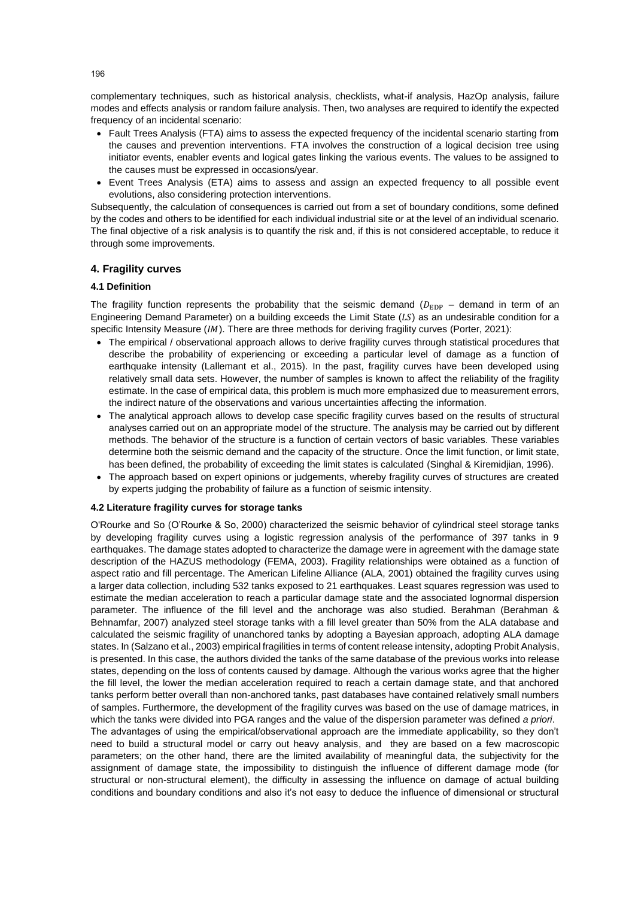complementary techniques, such as historical analysis, checklists, what-if analysis, HazOp analysis, failure modes and effects analysis or random failure analysis. Then, two analyses are required to identify the expected frequency of an incidental scenario:

- Fault Trees Analysis (FTA) aims to assess the expected frequency of the incidental scenario starting from the causes and prevention interventions. FTA involves the construction of a logical decision tree using initiator events, enabler events and logical gates linking the various events. The values to be assigned to the causes must be expressed in occasions/year.
- Event Trees Analysis (ETA) aims to assess and assign an expected frequency to all possible event evolutions, also considering protection interventions.

Subsequently, the calculation of consequences is carried out from a set of boundary conditions, some defined by the codes and others to be identified for each individual industrial site or at the level of an individual scenario. The final objective of a risk analysis is to quantify the risk and, if this is not considered acceptable, to reduce it through some improvements.

## 4. Fragility curves

### 4.1 Definition

The fragility function represents the probability that the seismic demand ($D_{\mathrm{EDP}}$ – demand in term of an Engineering Demand Parameter) on a building exceeds the Limit State ($LS$) as an undesirable condition for a specific Intensity Measure ($IM$). There are three methods for deriving fragility curves (Porter, 2021):

- The empirical / observational approach allows to derive fragility curves through statistical procedures that describe the probability of experiencing or exceeding a particular level of damage as a function of earthquake intensity (Lallemant et al., 2015). In the past, fragility curves have been developed using relatively small data sets. However, the number of samples is known to affect the reliability of the fragility estimate. In the case of empirical data, this problem is much more emphasized due to measurement errors, the indirect nature of the observations and various uncertainties affecting the information.
- The analytical approach allows to develop case specific fragility curves based on the results of structural analyses carried out on an appropriate model of the structure. The analysis may be carried out by different methods. The behavior of the structure is a function of certain vectors of basic variables. These variables determine both the seismic demand and the capacity of the structure. Once the limit function, or limit state, has been defined, the probability of exceeding the limit states is calculated (Singhal & Kiremidjian, 1996).
- The approach based on expert opinions or judgements, whereby fragility curves of structures are created by experts judging the probability of failure as a function of seismic intensity.

### 4.2 Literature fragility curves for storage tanks

O'Rourke and So (O'Rourke & So, 2000) characterized the seismic behavior of cylindrical steel storage tanks by developing fragility curves using a logistic regression analysis of the performance of 397 tanks in 9 earthquakes. The damage states adopted to characterize the damage were in agreement with the damage state description of the HAZUS methodology (FEMA, 2003). Fragility relationships were obtained as a function of aspect ratio and fill percentage. The American Lifeline Alliance (ALA, 2001) obtained the fragility curves using a larger data collection, including 532 tanks exposed to 21 earthquakes. Least squares regression was used to estimate the median acceleration to reach a particular damage state and the associated lognormal dispersion parameter. The influence of the fill level and the anchorage was also studied. Berahman (Berahman & Behnamfar, 2007) analyzed steel storage tanks with a fill level greater than 50% from the ALA database and calculated the seismic fragility of unanchored tanks by adopting a Bayesian approach, adopting ALA damage states. In (Salzano et al., 2003) empirical fragilities in terms of content release intensity, adopting Probit Analysis, is presented. In this case, the authors divided the tanks of the same database of the previous works into release states, depending on the loss of contents caused by damage. Although the various works agree that the higher the fill level, the lower the median acceleration required to reach a certain damage state, and that anchored tanks perform better overall than non-anchored tanks, past databases have contained relatively small numbers of samples. Furthermore, the development of the fragility curves was based on the use of damage matrices, in which the tanks were divided into PGA ranges and the value of the dispersion parameter was defined *a priori*.

The advantages of using the empirical/observational approach are the immediate applicability, so they don't need to build a structural model or carry out heavy analysis, and they are based on a few macroscopic parameters; on the other hand, there are the limited availability of meaningful data, the subjectivity for the assignment of damage state, the impossibility to distinguish the influence of different damage mode (for structural or non-structural element), the difficulty in assessing the influence on damage of actual building conditions and boundary conditions and also it's not easy to deduce the influence of dimensional or structural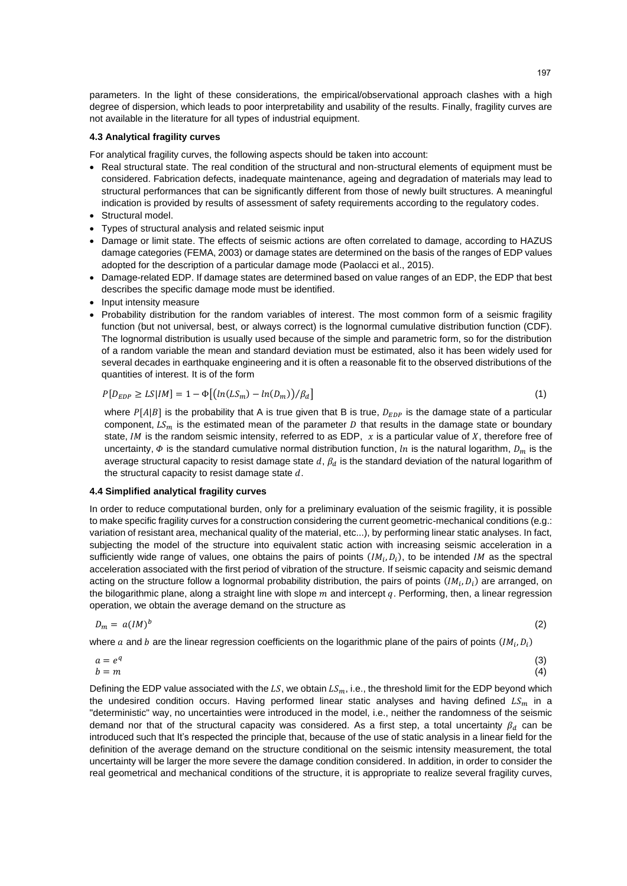parameters. In the light of these considerations, the empirical/observational approach clashes with a high degree of dispersion, which leads to poor interpretability and usability of the results. Finally, fragility curves are not available in the literature for all types of industrial equipment.

### 4.3 Analytical fragility curves

For analytical fragility curves, the following aspects should be taken into account:

- Real structural state. The real condition of the structural and non-structural elements of equipment must be considered. Fabrication defects, inadequate maintenance, ageing and degradation of materials may lead to structural performances that can be significantly different from those of newly built structures. A meaningful indication is provided by results of assessment of safety requirements according to the regulatory codes.
- Structural model.
- Types of structural analysis and related seismic input
- Damage or limit state. The effects of seismic actions are often correlated to damage, according to HAZUS damage categories (FEMA, 2003) or damage states are determined on the basis of the ranges of EDP values adopted for the description of a particular damage mode (Paolacci et al., 2015).
- Damage-related EDP. If damage states are determined based on value ranges of an EDP, the EDP that best describes the specific damage mode must be identified.
- Input intensity measure
- Probability distribution for the random variables of interest. The most common form of a seismic fragility function (but not universal, best, or always correct) is the lognormal cumulative distribution function (CDF). The lognormal distribution is usually used because of the simple and parametric form, so for the distribution of a random variable the mean and standard deviation must be estimated, also it has been widely used for several decades in earthquake engineering and it is often a reasonable fit to the observed distributions of the quantities of interest. It is of the form

$$P[D_{EDP} \geq LS|IM] = 1 - \Phi\left[\left(ln(LS_m) - ln(D_m)\right)/\beta_d\right] \tag{1}$$

where $P[A|B]$ is the probability that A is true given that B is true, $D_{EDP}$ is the damage state of a particular component, $LS_m$ is the estimated mean of the parameter $D$ that results in the damage state or boundary state, $IM$ is the random seismic intensity, referred to as EDP, $x$ is a particular value of $X$, therefore free of uncertainty, $\Phi$ is the standard cumulative normal distribution function, $ln$ is the natural logarithm, $D_m$ is the average structural capacity to resist damage state $d$, $\beta_d$ is the standard deviation of the natural logarithm of the structural capacity to resist damage state $d$.

### 4.4 Simplified analytical fragility curves

In order to reduce computational burden, only for a preliminary evaluation of the seismic fragility, it is possible to make specific fragility curves for a construction considering the current geometric-mechanical conditions (e.g.: variation of resistant area, mechanical quality of the material, etc...), by performing linear static analyses. In fact, subjecting the model of the structure into equivalent static action with increasing seismic acceleration in a sufficiently wide range of values, one obtains the pairs of points $(IM_i, D_i)$, to be intended $IM$ as the spectral acceleration associated with the first period of vibration of the structure. If seismic capacity and seismic demand acting on the structure follow a lognormal probability distribution, the pairs of points $(IM_i, D_i)$ are arranged, on the bilogarithmic plane, along a straight line with slope $m$ and intercept $q$. Performing, then, a linear regression operation, we obtain the average demand on the structure as

$$D_m = a(IM)^b \tag{2}$$

where $a$ and $b$ are the linear regression coefficients on the logarithmic plane of the pairs of points $(IM_i, D_i)$

$$a = e^q \tag{3}$$

$$b = m \tag{4}$$

Defining the EDP value associated with the $LS$, we obtain $LS_m$, i.e., the threshold limit for the EDP beyond which the undesired condition occurs. Having performed linear static analyses and having defined $LS_m$ in a "deterministic" way, no uncertainties were introduced in the model, i.e., neither the randomness of the seismic demand nor that of the structural capacity was considered. As a first step, a total uncertainty $\beta_d$ can be introduced such that It's respected the principle that, because of the use of static analysis in a linear field for the definition of the average demand on the structure conditional on the seismic intensity measurement, the total uncertainty will be larger the more severe the damage condition considered. In addition, in order to consider the real geometrical and mechanical conditions of the structure, it is appropriate to realize several fragility curves,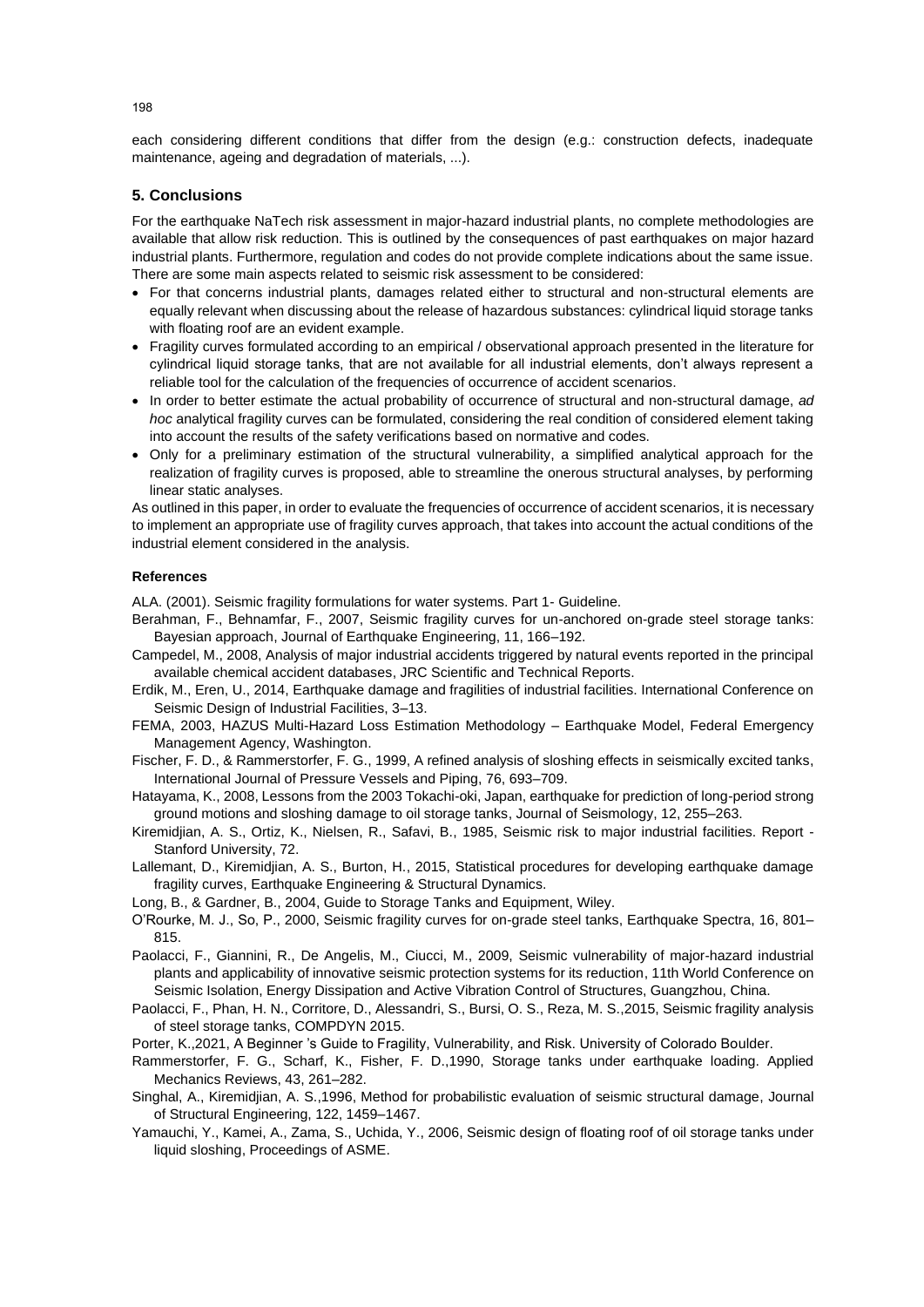each considering different conditions that differ from the design (e.g.: construction defects, inadequate maintenance, ageing and degradation of materials, ...).

## 5. Conclusions

For the earthquake NaTech risk assessment in major-hazard industrial plants, no complete methodologies are available that allow risk reduction. This is outlined by the consequences of past earthquakes on major hazard industrial plants. Furthermore, regulation and codes do not provide complete indications about the same issue. There are some main aspects related to seismic risk assessment to be considered:

- For that concerns industrial plants, damages related either to structural and non-structural elements are equally relevant when discussing about the release of hazardous substances: cylindrical liquid storage tanks with floating roof are an evident example.
- Fragility curves formulated according to an empirical / observational approach presented in the literature for cylindrical liquid storage tanks, that are not available for all industrial elements, don't always represent a reliable tool for the calculation of the frequencies of occurrence of accident scenarios.
- In order to better estimate the actual probability of occurrence of structural and non-structural damage, *ad hoc* analytical fragility curves can be formulated, considering the real condition of considered element taking into account the results of the safety verifications based on normative and codes.
- Only for a preliminary estimation of the structural vulnerability, a simplified analytical approach for the realization of fragility curves is proposed, able to streamline the onerous structural analyses, by performing linear static analyses.

As outlined in this paper, in order to evaluate the frequencies of occurrence of accident scenarios, it is necessary to implement an appropriate use of fragility curves approach, that takes into account the actual conditions of the industrial element considered in the analysis.

### References

ALA. (2001). Seismic fragility formulations for water systems. Part 1- Guideline.

Berahman, F., Behnamfar, F., 2007, Seismic fragility curves for un-anchored on-grade steel storage tanks: Bayesian approach, Journal of Earthquake Engineering, 11, 166–192.

Campedel, M., 2008, Analysis of major industrial accidents triggered by natural events reported in the principal available chemical accident databases, JRC Scientific and Technical Reports.

Erdik, M., Eren, U., 2014, Earthquake damage and fragilities of industrial facilities. International Conference on Seismic Design of Industrial Facilities, 3–13.

FEMA, 2003, HAZUS Multi-Hazard Loss Estimation Methodology – Earthquake Model, Federal Emergency Management Agency, Washington.

Fischer, F. D., & Rammerstorfer, F. G., 1999, A refined analysis of sloshing effects in seismically excited tanks, International Journal of Pressure Vessels and Piping, 76, 693–709.

Hatayama, K., 2008, Lessons from the 2003 Tokachi-oki, Japan, earthquake for prediction of long-period strong ground motions and sloshing damage to oil storage tanks, Journal of Seismology, 12, 255–263.

Kiremidjian, A. S., Ortiz, K., Nielsen, R., Safavi, B., 1985, Seismic risk to major industrial facilities. Report - Stanford University, 72.

Lallemant, D., Kiremidjian, A. S., Burton, H., 2015, Statistical procedures for developing earthquake damage fragility curves, Earthquake Engineering & Structural Dynamics.

Long, B., & Gardner, B., 2004, Guide to Storage Tanks and Equipment, Wiley.

O'Rourke, M. J., So, P., 2000, Seismic fragility curves for on-grade steel tanks, Earthquake Spectra, 16, 801–815.

Paolacci, F., Giannini, R., De Angelis, M., Ciucci, M., 2009, Seismic vulnerability of major-hazard industrial plants and applicability of innovative seismic protection systems for its reduction, 11th World Conference on Seismic Isolation, Energy Dissipation and Active Vibration Control of Structures, Guangzhou, China.

Paolacci, F., Phan, H. N., Corritore, D., Alessandri, S., Bursi, O. S., Reza, M. S.,2015, Seismic fragility analysis of steel storage tanks, COMPDYN 2015.

Porter, K.,2021, A Beginner 's Guide to Fragility, Vulnerability, and Risk. University of Colorado Boulder.

Rammerstorfer, F. G., Scharf, K., Fisher, F. D.,1990, Storage tanks under earthquake loading. Applied Mechanics Reviews, 43, 261–282.

Singhal, A., Kiremidjian, A. S.,1996, Method for probabilistic evaluation of seismic structural damage, Journal of Structural Engineering, 122, 1459–1467.

Yamauchi, Y., Kamei, A., Zama, S., Uchida, Y., 2006, Seismic design of floating roof of oil storage tanks under liquid sloshing, Proceedings of ASME.